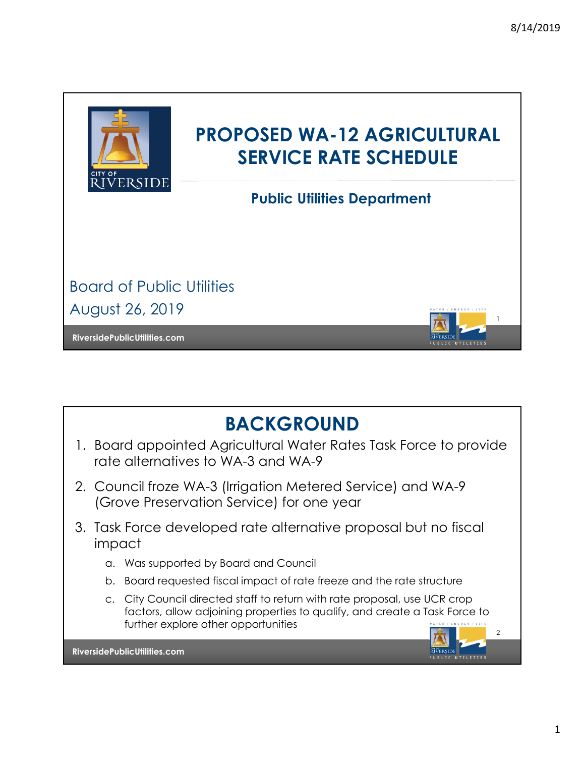# PROPOSED WA-12 AGRICULTURAL SERVICE RATE SCHEDULE

## Public Utilities Department

Board of Public Utilities

August 26, 2019

RiversidePublicUtilities.com

# BACKGROUND

1. Board appointed Agricultural Water Rates Task Force to provide rate alternatives to WA-3 and WA-9
2. Council froze WA-3 (Irrigation Metered Service) and WA-9 (Grove Preservation Service) for one year
3. Task Force developed rate alternative proposal but no fiscal impact
   a. Was supported by Board and Council
   b. Board requested fiscal impact of rate freeze and the rate structure
   c. City Council directed staff to return with rate proposal, use UCR crop factors, allow adjoining properties to qualify, and create a Task Force to further explore other opportunities

RiversidePublicUtilities.com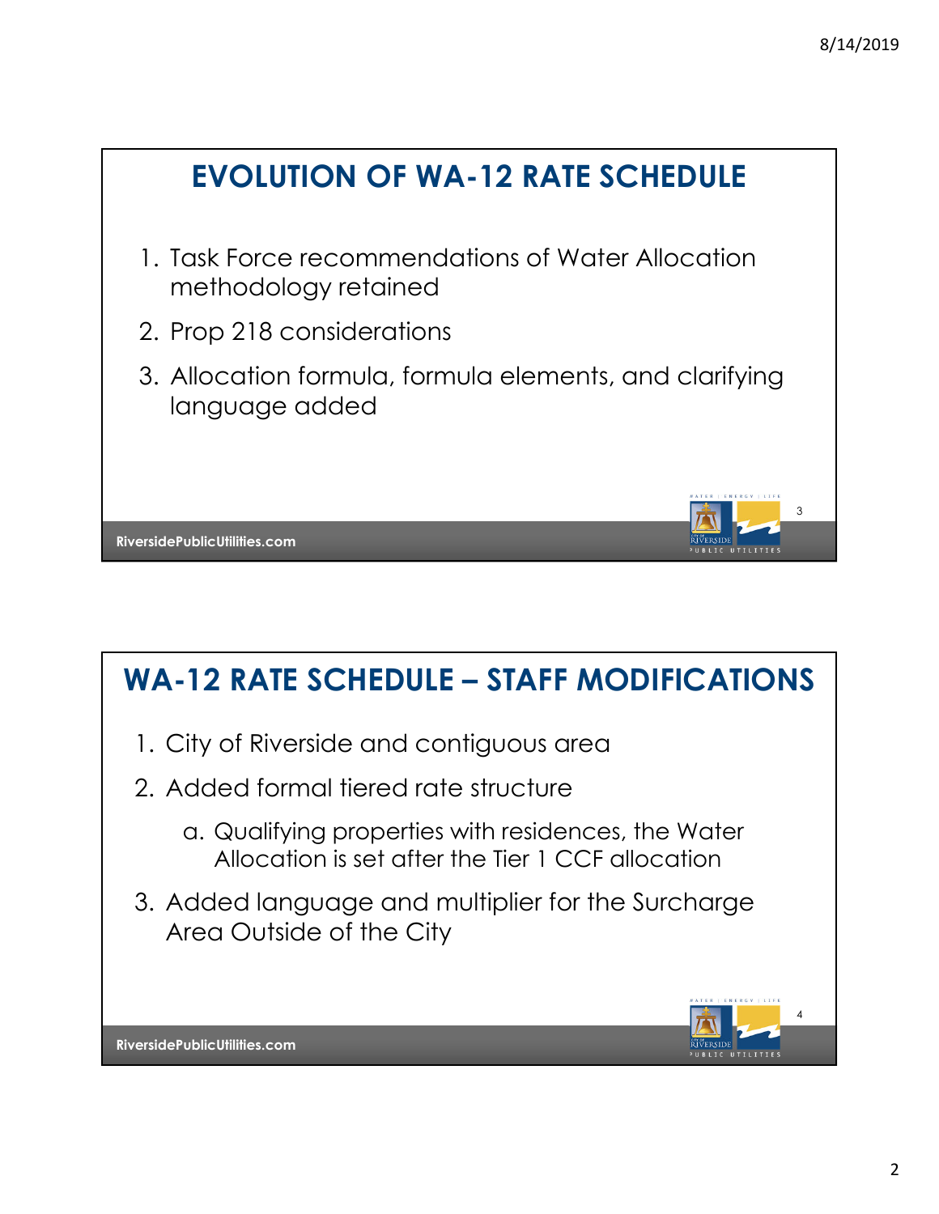## EVOLUTION OF WA-12 RATE SCHEDULE

1. Task Force recommendations of Water Allocation methodology retained
2. Prop 218 considerations
3. Allocation formula, formula elements, and clarifying language added

## WA-12 RATE SCHEDULE – STAFF MODIFICATIONS

1. City of Riverside and contiguous area
2. Added formal tiered rate structure
   a. Qualifying properties with residences, the Water Allocation is set after the Tier 1 CCF allocation
3. Added language and multiplier for the Surcharge Area Outside of the City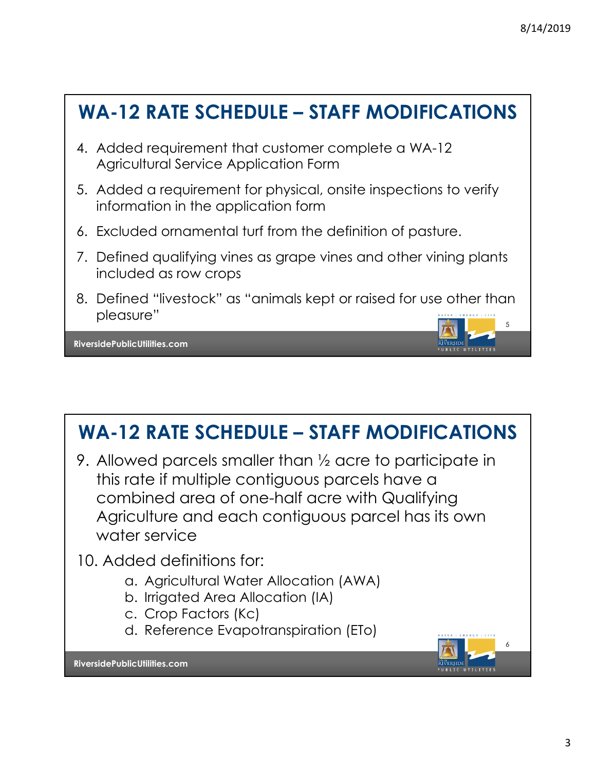## WA-12 RATE SCHEDULE – STAFF MODIFICATIONS

4. Added requirement that customer complete a WA-12 Agricultural Service Application Form
5. Added a requirement for physical, onsite inspections to verify information in the application form
6. Excluded ornamental turf from the definition of pasture.
7. Defined qualifying vines as grape vines and other vining plants included as row crops
8. Defined "livestock" as "animals kept or raised for use other than pleasure"

RiversidePublicUtilities.com

## WA-12 RATE SCHEDULE – STAFF MODIFICATIONS

9. Allowed parcels smaller than ½ acre to participate in this rate if multiple contiguous parcels have a combined area of one-half acre with Qualifying Agriculture and each contiguous parcel has its own water service
10. Added definitions for:
    a. Agricultural Water Allocation (AWA)
    b. Irrigated Area Allocation (IA)
    c. Crop Factors (Kc)
    d. Reference Evapotranspiration (ETo)

RiversidePublicUtilities.com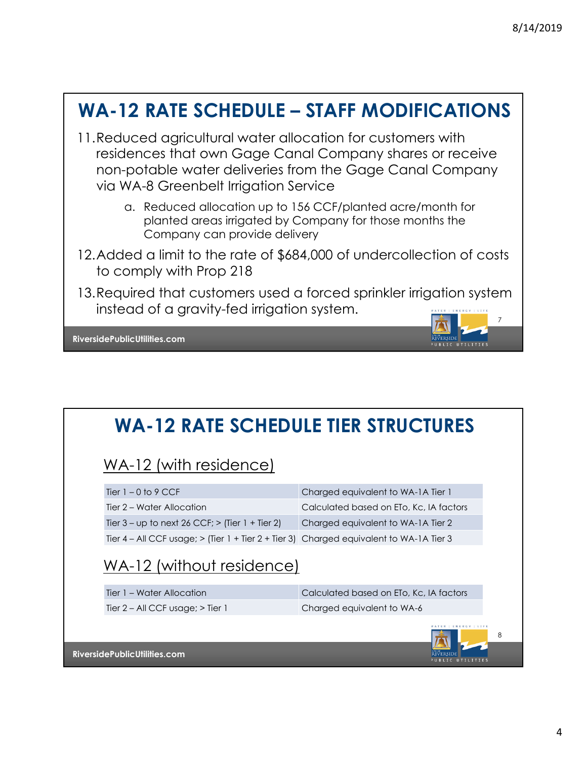# WA-12 RATE SCHEDULE – STAFF MODIFICATIONS

11. Reduced agricultural water allocation for customers with residences that own Gage Canal Company shares or receive non-potable water deliveries from the Gage Canal Company via WA-8 Greenbelt Irrigation Service
    a. Reduced allocation up to 156 CCF/planted acre/month for planted areas irrigated by Company for those months the Company can provide delivery
12. Added a limit to the rate of $684,000 of undercollection of costs to comply with Prop 218
13. Required that customers used a forced sprinkler irrigation system instead of a gravity-fed irrigation system.

RiversidePublicUtilities.com

# WA-12 RATE SCHEDULE TIER STRUCTURES

## WA-12 (with residence)

| Tier | Charge |
|---|---|
| Tier 1 – 0 to 9 CCF | Charged equivalent to WA-1A Tier 1 |
| Tier 2 – Water Allocation | Calculated based on ETo, Kc, IA factors |
| Tier 3 – up to next 26 CCF; > (Tier 1 + Tier 2) | Charged equivalent to WA-1A Tier 2 |
| Tier 4 – All CCF usage; > (Tier 1 + Tier 2 + Tier 3) | Charged equivalent to WA-1A Tier 3 |

## WA-12 (without residence)

| Tier | Charge |
|---|---|
| Tier 1 – Water Allocation | Calculated based on ETo, Kc, IA factors |
| Tier 2 – All CCF usage; > Tier 1 | Charged equivalent to WA-6 |

RiversidePublicUtilities.com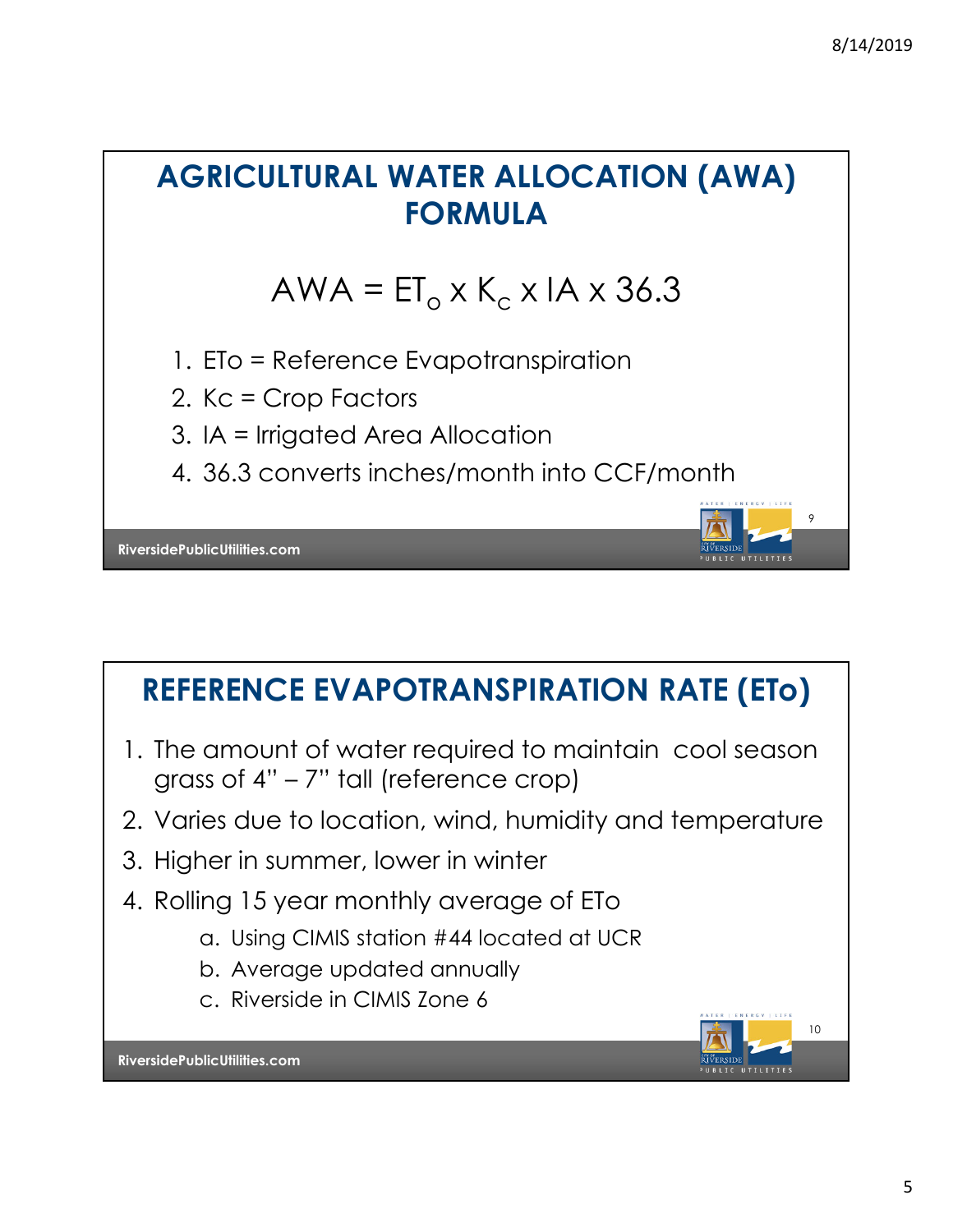## AGRICULTURAL WATER ALLOCATION (AWA) FORMULA

$$AWA = ET_o \times K_c \times IA \times 36.3$$

1. ETo = Reference Evapotranspiration
2. Kc = Crop Factors
3. IA = Irrigated Area Allocation
4. 36.3 converts inches/month into CCF/month

RiversidePublicUtilities.com

## REFERENCE EVAPOTRANSPIRATION RATE (ETo)

1. The amount of water required to maintain cool season grass of 4" – 7" tall (reference crop)
2. Varies due to location, wind, humidity and temperature
3. Higher in summer, lower in winter
4. Rolling 15 year monthly average of ETo
   a. Using CIMIS station #44 located at UCR
   b. Average updated annually
   c. Riverside in CIMIS Zone 6

RiversidePublicUtilities.com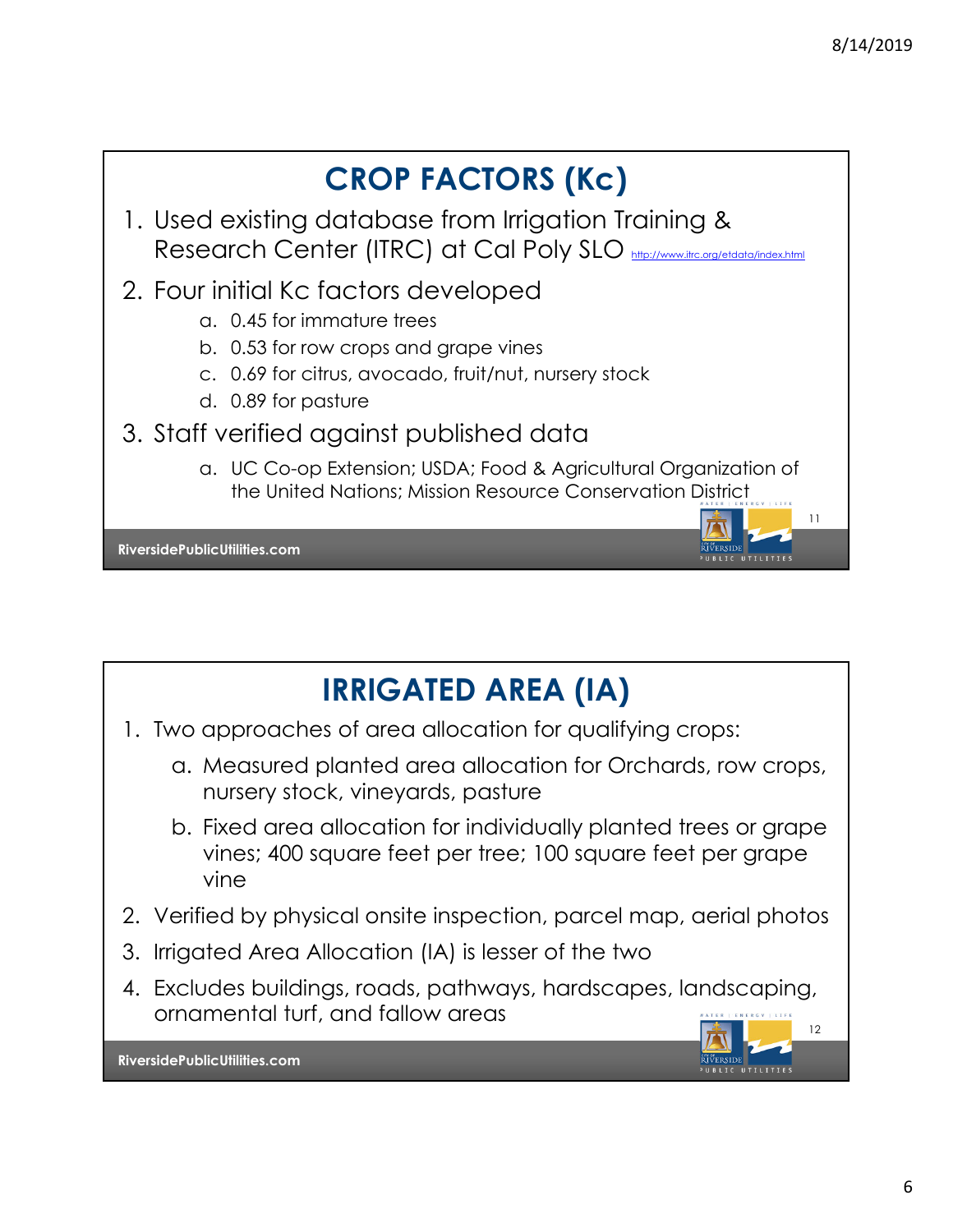## CROP FACTORS (Kc)

1. Used existing database from Irrigation Training & Research Center (ITRC) at Cal Poly SLO http://www.itrc.org/etdata/index.html
2. Four initial Kc factors developed
   a. 0.45 for immature trees
   b. 0.53 for row crops and grape vines
   c. 0.69 for citrus, avocado, fruit/nut, nursery stock
   d. 0.89 for pasture
3. Staff verified against published data
   a. UC Co-op Extension; USDA; Food & Agricultural Organization of the United Nations; Mission Resource Conservation District

## IRRIGATED AREA (IA)

1. Two approaches of area allocation for qualifying crops:
   a. Measured planted area allocation for Orchards, row crops, nursery stock, vineyards, pasture
   b. Fixed area allocation for individually planted trees or grape vines; 400 square feet per tree; 100 square feet per grape vine
2. Verified by physical onsite inspection, parcel map, aerial photos
3. Irrigated Area Allocation (IA) is lesser of the two
4. Excludes buildings, roads, pathways, hardscapes, landscaping, ornamental turf, and fallow areas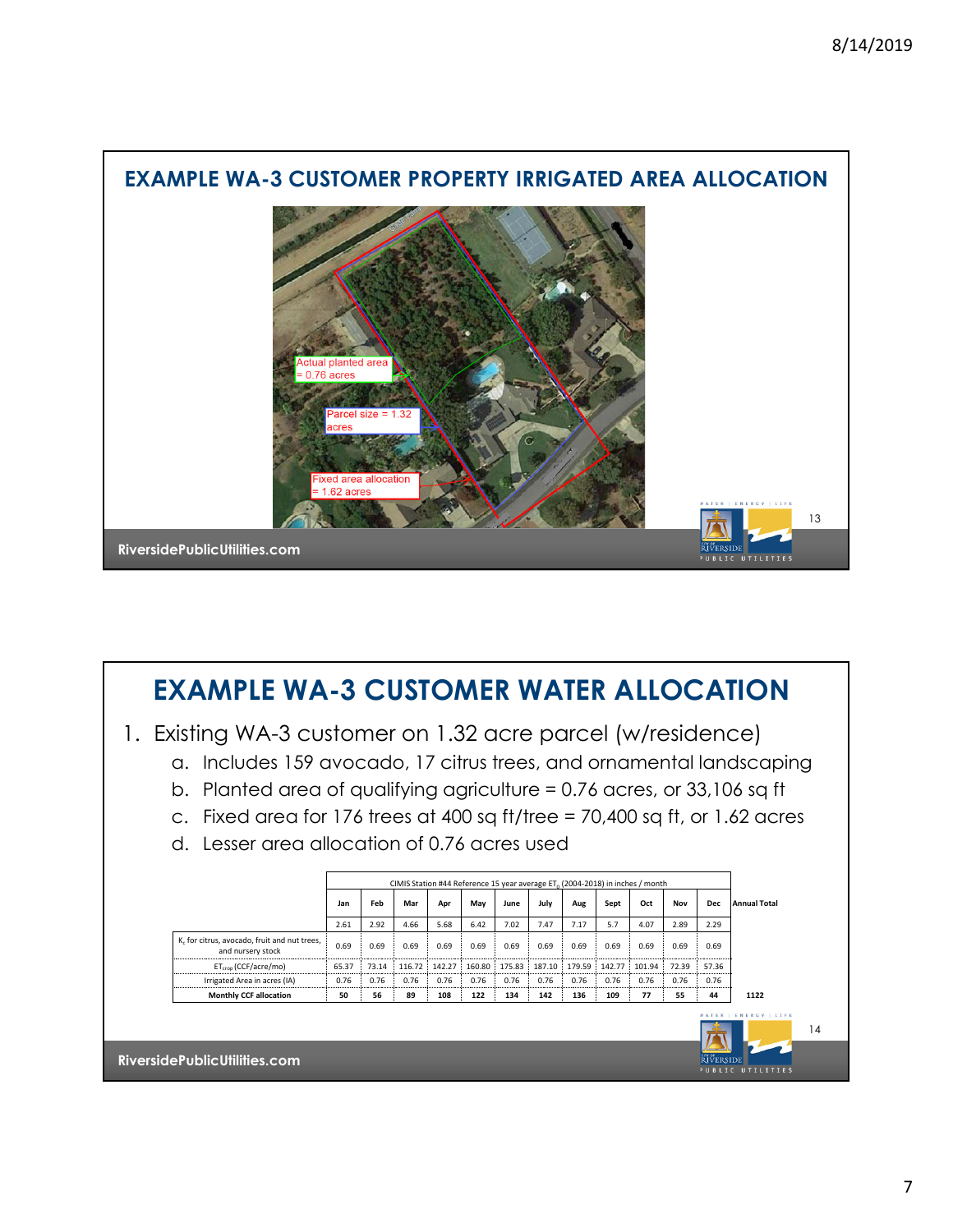## EXAMPLE WA-3 CUSTOMER PROPERTY IRRIGATED AREA ALLOCATION

Actual planted area = 0.76 acres

Parcel size = 1.32 acres

Fixed area allocation = 1.62 acres

## EXAMPLE WA-3 CUSTOMER WATER ALLOCATION

1. Existing WA-3 customer on 1.32 acre parcel (w/residence)
   a. Includes 159 avocado, 17 citrus trees, and ornamental landscaping
   b. Planted area of qualifying agriculture = 0.76 acres, or 33,106 sq ft
   c. Fixed area for 176 trees at 400 sq ft/tree = 70,400 sq ft, or 1.62 acres
   d. Lesser area allocation of 0.76 acres used

| | CIMIS Station #44 Reference 15 year average $ET_0$ (2004-2018) in inches / month | | | | | | | | | | | | |
|---|---|---|---|---|---|---|---|---|---|---|---|---|---|
| | Jan | Feb | Mar | Apr | May | June | July | Aug | Sept | Oct | Nov | Dec | Annual Total |
| | 2.61 | 2.92 | 4.66 | 5.68 | 6.42 | 7.02 | 7.47 | 7.17 | 5.7 | 4.07 | 2.89 | 2.29 | |
| $K_c$ for citrus, avocado, fruit and nut trees, and nursery stock | 0.69 | 0.69 | 0.69 | 0.69 | 0.69 | 0.69 | 0.69 | 0.69 | 0.69 | 0.69 | 0.69 | 0.69 | |
| $ET_{crop}$ (CCF/acre/mo) | 65.37 | 73.14 | 116.72 | 142.27 | 160.80 | 175.83 | 187.10 | 179.59 | 142.77 | 101.94 | 72.39 | 57.36 | |
| Irrigated Area in acres (IA) | 0.76 | 0.76 | 0.76 | 0.76 | 0.76 | 0.76 | 0.76 | 0.76 | 0.76 | 0.76 | 0.76 | 0.76 | |
| **Monthly CCF allocation** | **50** | **56** | **89** | **108** | **122** | **134** | **142** | **136** | **109** | **77** | **55** | **44** | **1122** |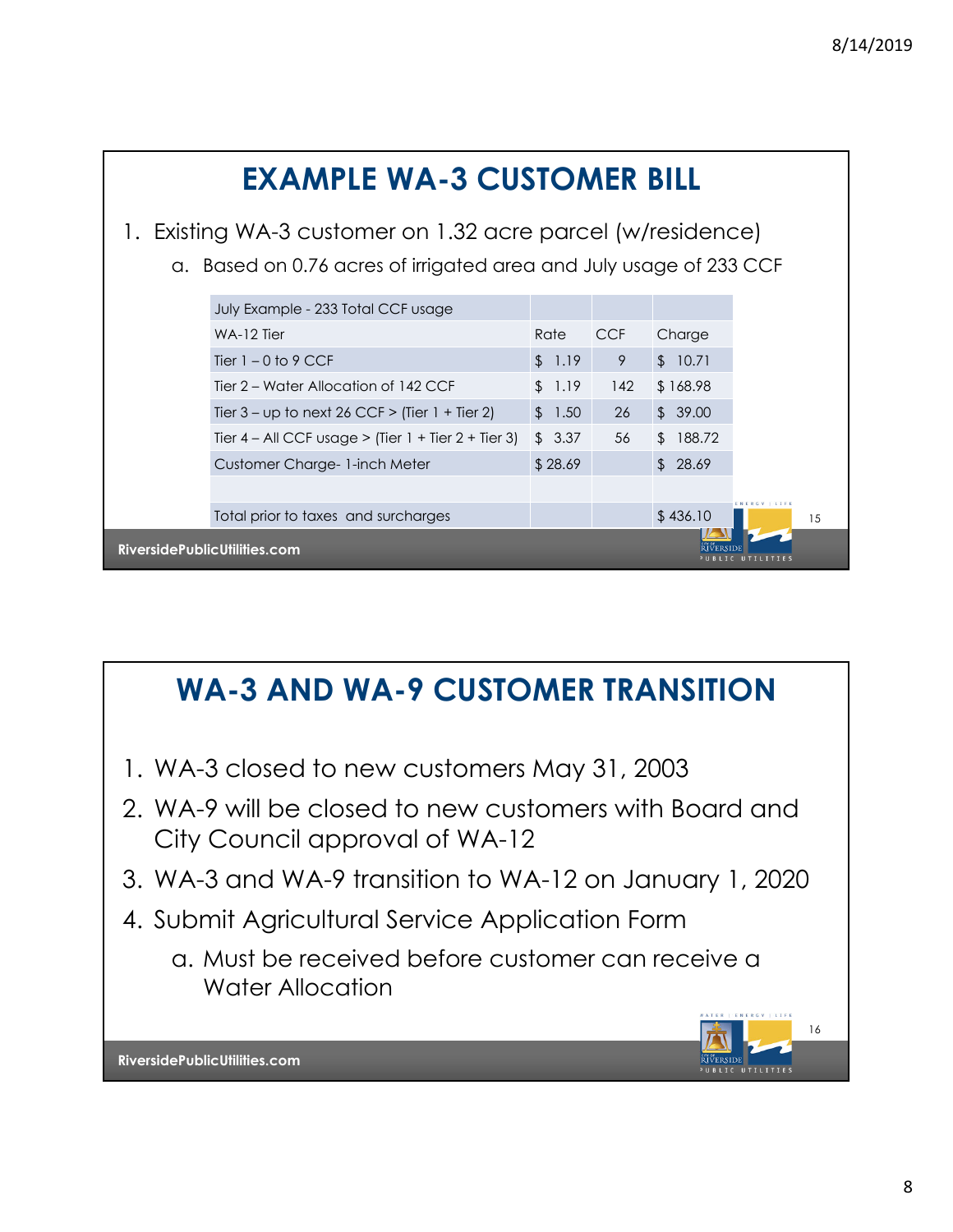# EXAMPLE WA-3 CUSTOMER BILL

1. Existing WA-3 customer on 1.32 acre parcel (w/residence)
   a. Based on 0.76 acres of irrigated area and July usage of 233 CCF

| July Example - 233 Total CCF usage | | | |
|---|---|---|---|
| WA-12 Tier | Rate | CCF | Charge |
| Tier 1 – 0 to 9 CCF | $ 1.19 | 9 | $ 10.71 |
| Tier 2 – Water Allocation of 142 CCF | $ 1.19 | 142 | $ 168.98 |
| Tier 3 – up to next 26 CCF > (Tier 1 + Tier 2) | $ 1.50 | 26 | $ 39.00 |
| Tier 4 – All CCF usage > (Tier 1 + Tier 2 + Tier 3) | $ 3.37 | 56 | $ 188.72 |
| Customer Charge- 1-inch Meter | $ 28.69 | | $ 28.69 |
| | | | |
| Total prior to taxes and surcharges | | | $ 436.10 |

RiversidePublicUtilities.com

# WA-3 AND WA-9 CUSTOMER TRANSITION

1. WA-3 closed to new customers May 31, 2003
2. WA-9 will be closed to new customers with Board and City Council approval of WA-12
3. WA-3 and WA-9 transition to WA-12 on January 1, 2020
4. Submit Agricultural Service Application Form
   a. Must be received before customer can receive a Water Allocation

RiversidePublicUtilities.com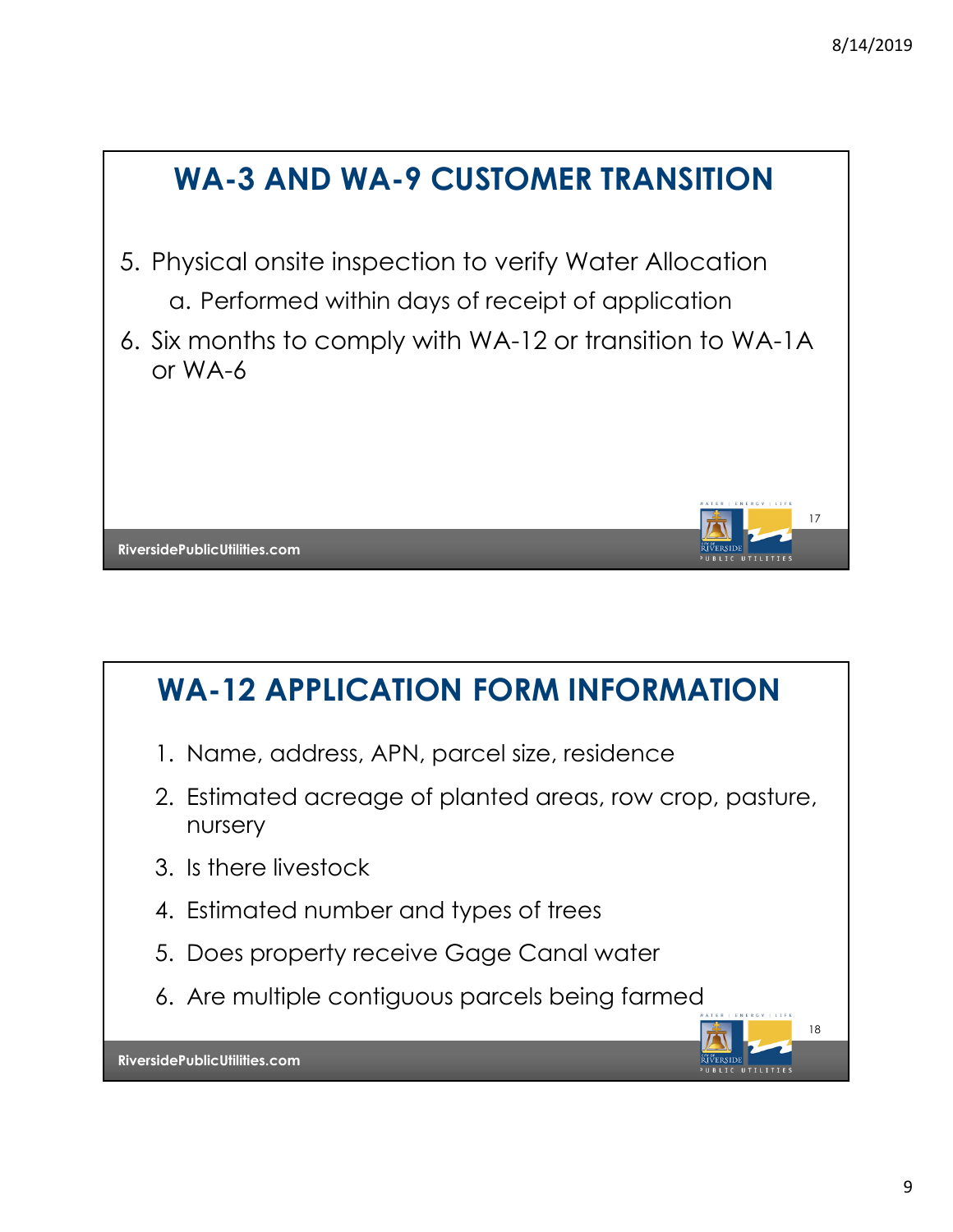## WA-3 AND WA-9 CUSTOMER TRANSITION

5. Physical onsite inspection to verify Water Allocation
   a. Performed within days of receipt of application
6. Six months to comply with WA-12 or transition to WA-1A or WA-6

RiversidePublicUtilities.com

## WA-12 APPLICATION FORM INFORMATION

1. Name, address, APN, parcel size, residence
2. Estimated acreage of planted areas, row crop, pasture, nursery
3. Is there livestock
4. Estimated number and types of trees
5. Does property receive Gage Canal water
6. Are multiple contiguous parcels being farmed

RiversidePublicUtilities.com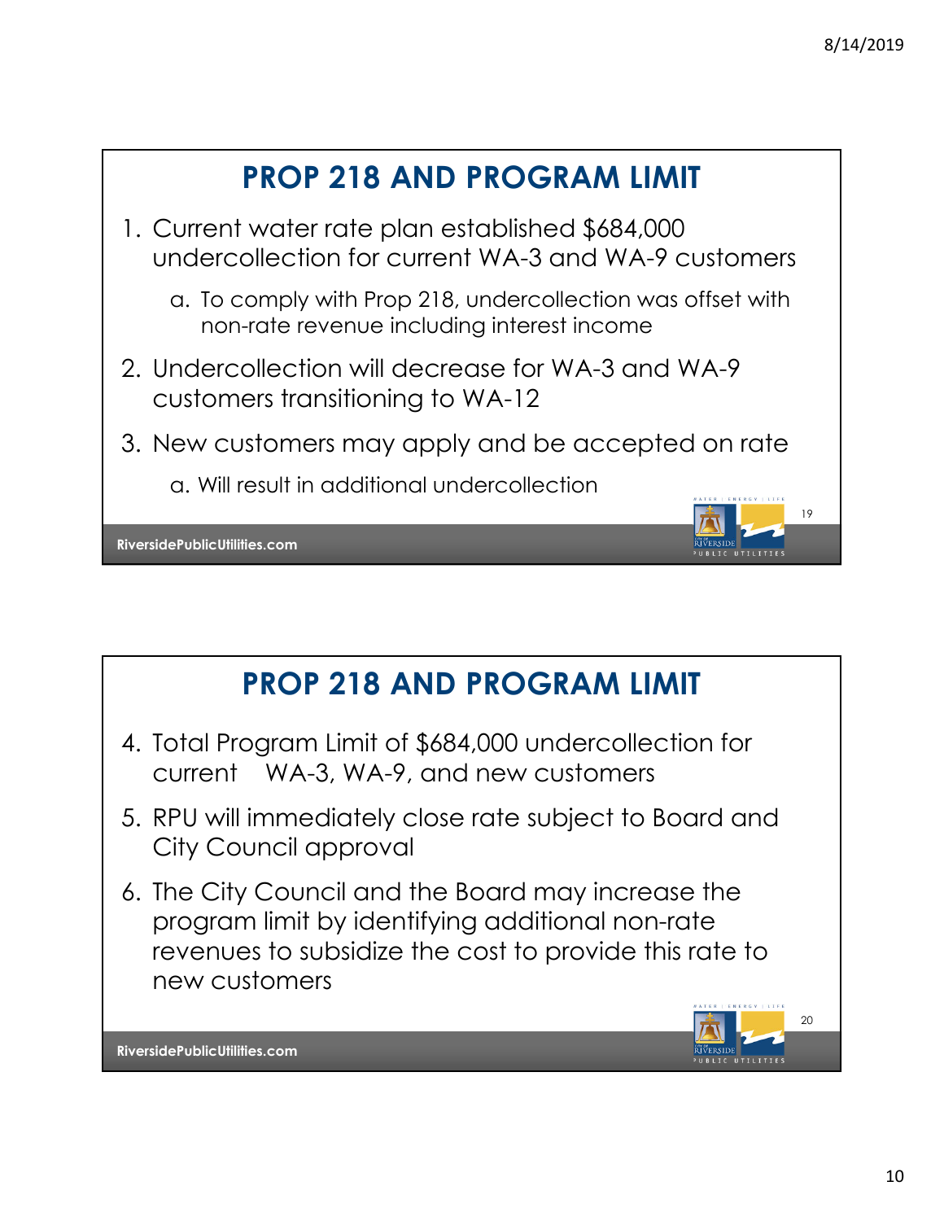## PROP 218 AND PROGRAM LIMIT

1. Current water rate plan established $684,000 undercollection for current WA-3 and WA-9 customers
   a. To comply with Prop 218, undercollection was offset with non-rate revenue including interest income
2. Undercollection will decrease for WA-3 and WA-9 customers transitioning to WA-12
3. New customers may apply and be accepted on rate
   a. Will result in additional undercollection

## PROP 218 AND PROGRAM LIMIT

4. Total Program Limit of $684,000 undercollection for current WA-3, WA-9, and new customers
5. RPU will immediately close rate subject to Board and City Council approval
6. The City Council and the Board may increase the program limit by identifying additional non-rate revenues to subsidize the cost to provide this rate to new customers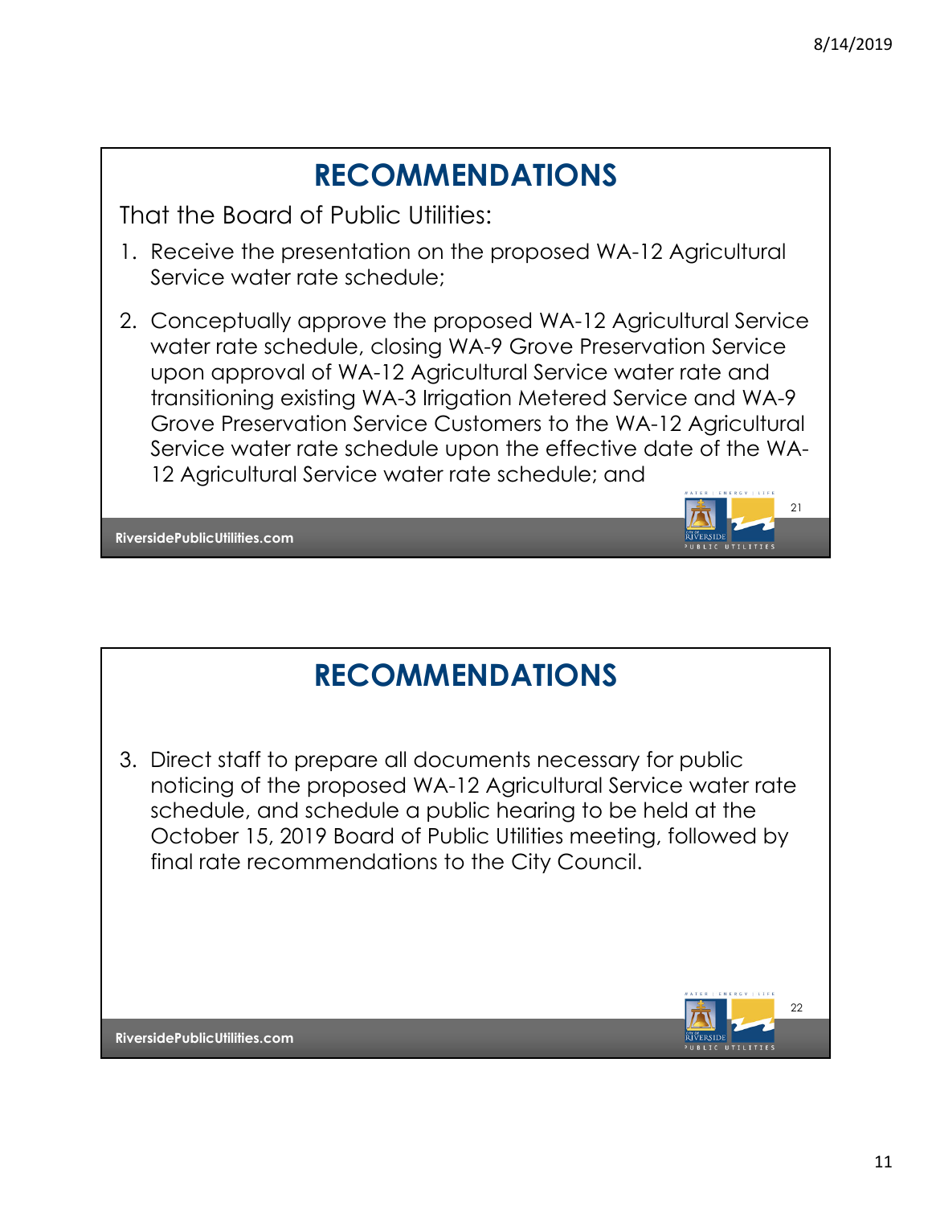# RECOMMENDATIONS

That the Board of Public Utilities:

1. Receive the presentation on the proposed WA-12 Agricultural Service water rate schedule;
2. Conceptually approve the proposed WA-12 Agricultural Service water rate schedule, closing WA-9 Grove Preservation Service upon approval of WA-12 Agricultural Service water rate and transitioning existing WA-3 Irrigation Metered Service and WA-9 Grove Preservation Service Customers to the WA-12 Agricultural Service water rate schedule upon the effective date of the WA-12 Agricultural Service water rate schedule; and

# RECOMMENDATIONS

3. Direct staff to prepare all documents necessary for public noticing of the proposed WA-12 Agricultural Service water rate schedule, and schedule a public hearing to be held at the October 15, 2019 Board of Public Utilities meeting, followed by final rate recommendations to the City Council.